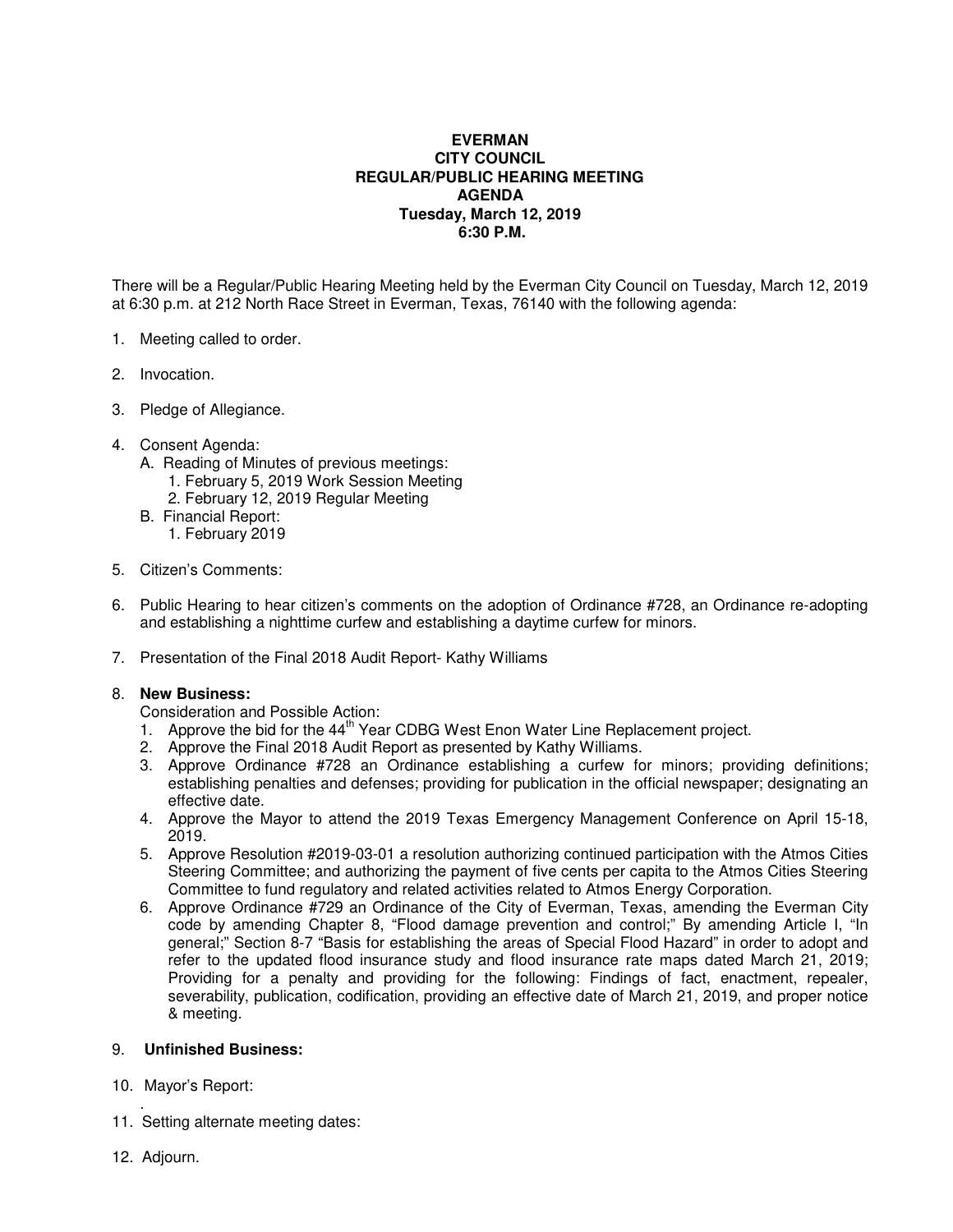**EVERMAN**
**CITY COUNCIL**
**REGULAR/PUBLIC HEARING MEETING**
**AGENDA**
**Tuesday, March 12, 2019**
**6:30 P.M.**

There will be a Regular/Public Hearing Meeting held by the Everman City Council on Tuesday, March 12, 2019 at 6:30 p.m. at 212 North Race Street in Everman, Texas, 76140 with the following agenda:

1. Meeting called to order.

2. Invocation.

3. Pledge of Allegiance.

4. Consent Agenda:
   - A. Reading of Minutes of previous meetings:
     1. February 5, 2019 Work Session Meeting
     2. February 12, 2019 Regular Meeting
   - B. Financial Report:
     1. February 2019

5. Citizen's Comments:

6. Public Hearing to hear citizen's comments on the adoption of Ordinance #728, an Ordinance re-adopting and establishing a nighttime curfew and establishing a daytime curfew for minors.

7. Presentation of the Final 2018 Audit Report- Kathy Williams

8. **New Business:**
   Consideration and Possible Action:
   1. Approve the bid for the 44th Year CDBG West Enon Water Line Replacement project.
   2. Approve the Final 2018 Audit Report as presented by Kathy Williams.
   3. Approve Ordinance #728 an Ordinance establishing a curfew for minors; providing definitions; establishing penalties and defenses; providing for publication in the official newspaper; designating an effective date.
   4. Approve the Mayor to attend the 2019 Texas Emergency Management Conference on April 15-18, 2019.
   5. Approve Resolution #2019-03-01 a resolution authorizing continued participation with the Atmos Cities Steering Committee; and authorizing the payment of five cents per capita to the Atmos Cities Steering Committee to fund regulatory and related activities related to Atmos Energy Corporation.
   6. Approve Ordinance #729 an Ordinance of the City of Everman, Texas, amending the Everman City code by amending Chapter 8, "Flood damage prevention and control;" By amending Article I, "In general;" Section 8-7 "Basis for establishing the areas of Special Flood Hazard" in order to adopt and refer to the updated flood insurance study and flood insurance rate maps dated March 21, 2019; Providing for a penalty and providing for the following: Findings of fact, enactment, repealer, severability, publication, codification, providing an effective date of March 21, 2019, and proper notice & meeting.

9. **Unfinished Business:**

10. Mayor's Report:

11. Setting alternate meeting dates:

12. Adjourn.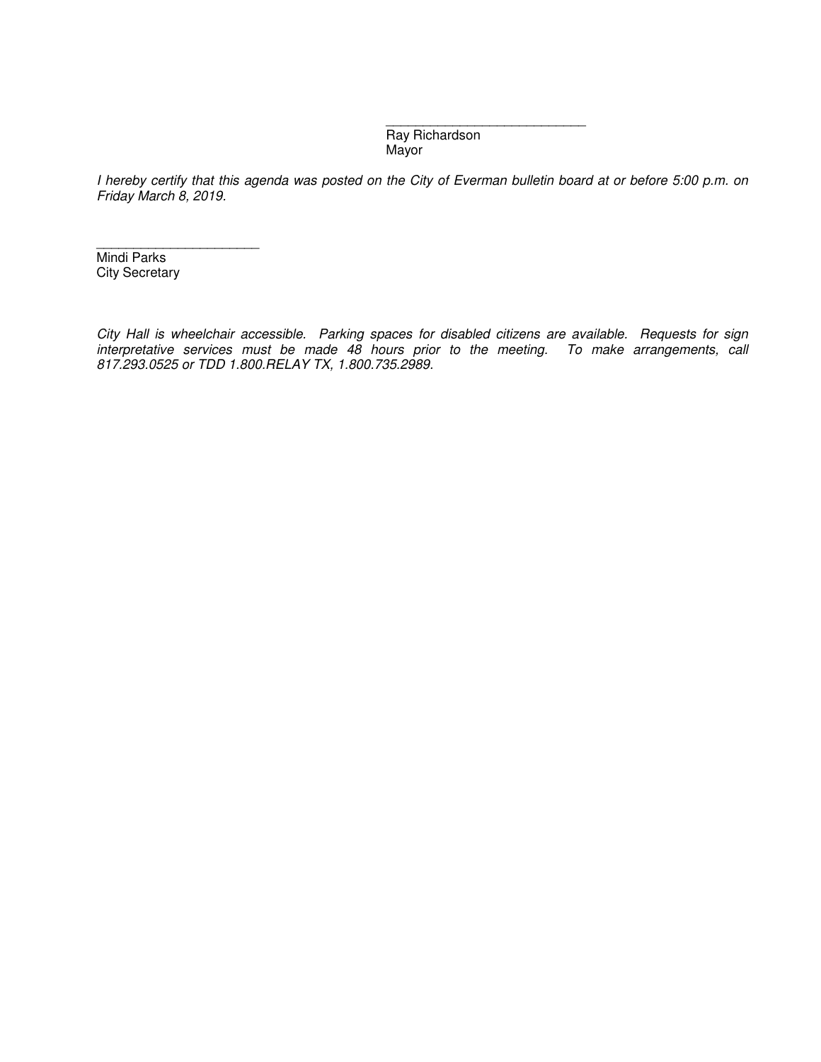\_\_\_\_\_\_\_\_\_\_\_\_\_\_\_\_\_\_\_\_\_\_\_\_\_\_\_\_
Ray Richardson
Mayor

*I hereby certify that this agenda was posted on the City of Everman bulletin board at or before 5:00 p.m. on Friday March 8, 2019.*

\_\_\_\_\_\_\_\_\_\_\_\_\_\_\_\_\_\_\_\_\_\_\_
Mindi Parks
City Secretary

*City Hall is wheelchair accessible. Parking spaces for disabled citizens are available. Requests for sign interpretative services must be made 48 hours prior to the meeting. To make arrangements, call 817.293.0525 or TDD 1.800.RELAY TX, 1.800.735.2989.*